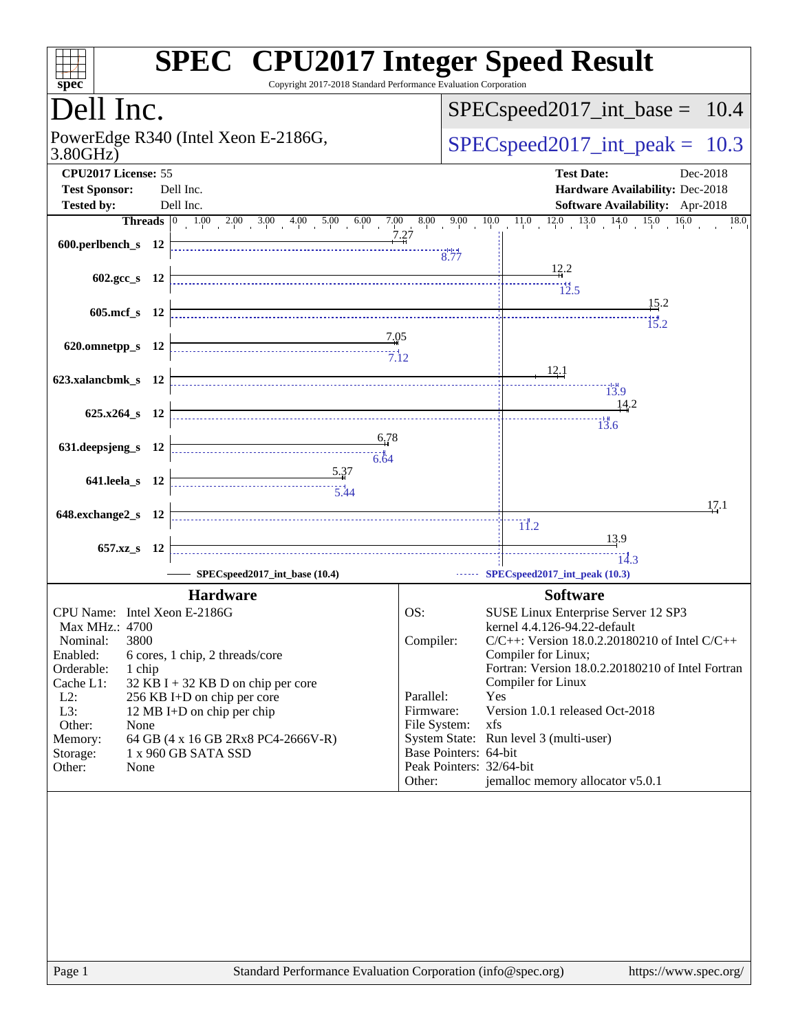# SPEC CPU2017 Integer Speed Result

Copyright 2017-2018 Standard Performance Evaluation Corporation

## Dell Inc.

PowerEdge R340 (Intel Xeon E-2186G, 3.80GHz)

SPECspeed2017_int_base = 10.4

SPECspeed2017_int_peak = 10.3

| | | | |
|---|---|---|---|
| **CPU2017 License:** | 55 | **Test Date:** | Dec-2018 |
| **Test Sponsor:** | Dell Inc. | **Hardware Availability:** | Dec-2018 |
| **Tested by:** | Dell Inc. | **Software Availability:** | Apr-2018 |

| Benchmark | Threads | Base | Peak |
|---|---|---|---|
| 600.perlbench_s | 12 | 7.27 | 8.77 |
| 602.gcc_s | 12 | 12.2 | 12.5 |
| 605.mcf_s | 12 | 15.2 | 15.2 |
| 620.omnetpp_s | 12 | 7.05 | 7.12 |
| 623.xalancbmk_s | 12 | 12.1 | 13.9 |
| 625.x264_s | 12 | 14.2 | 13.6 |
| 631.deepsjeng_s | 12 | 6.78 | 6.64 |
| 641.leela_s | 12 | 5.37 | 5.44 |
| 648.exchange2_s | 12 | 17.1 | 11.2 |
| 657.xz_s | 12 | 13.9 | 14.3 |

SPECspeed2017_int_base (10.4) — SPECspeed2017_int_peak (10.3)

### Hardware

| | |
|---|---|
| CPU Name: | Intel Xeon E-2186G |
| Max MHz.: | 4700 |
| Nominal: | 3800 |
| Enabled: | 6 cores, 1 chip, 2 threads/core |
| Orderable: | 1 chip |
| Cache L1: | 32 KB I + 32 KB D on chip per core |
| L2: | 256 KB I+D on chip per core |
| L3: | 12 MB I+D on chip per chip |
| Other: | None |
| Memory: | 64 GB (4 x 16 GB 2Rx8 PC4-2666V-R) |
| Storage: | 1 x 960 GB SATA SSD |
| Other: | None |

### Software

| | |
|---|---|
| OS: | SUSE Linux Enterprise Server 12 SP3 kernel 4.4.126-94.22-default |
| Compiler: | C/C++: Version 18.0.2.20180210 of Intel C/C++ Compiler for Linux; Fortran: Version 18.0.2.20180210 of Intel Fortran Compiler for Linux |
| Parallel: | Yes |
| Firmware: | Version 1.0.1 released Oct-2018 |
| File System: | xfs |
| System State: | Run level 3 (multi-user) |
| Base Pointers: | 64-bit |
| Peak Pointers: | 32/64-bit |
| Other: | jemalloc memory allocator v5.0.1 |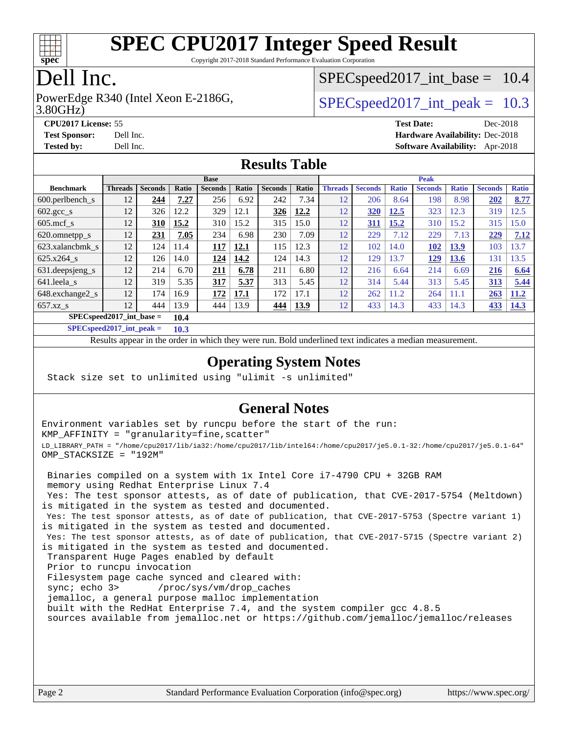# SPEC CPU2017 Integer Speed Result

Copyright 2017-2018 Standard Performance Evaluation Corporation

# Dell Inc.

PowerEdge R340 (Intel Xeon E-2186G, 3.80GHz)

SPECspeed2017_int_base = 10.4

SPECspeed2017_int_peak = 10.3

**CPU2017 License:** 55
**Test Sponsor:** Dell Inc.
**Tested by:** Dell Inc.
**Test Date:** Dec-2018
**Hardware Availability:** Dec-2018
**Software Availability:** Apr-2018

## Results Table

| Benchmark | Base | | | | | | | Peak | | | | | | |
|---|---|---|---|---|---|---|---|---|---|---|---|---|---|---|
| | Threads | Seconds | Ratio | Seconds | Ratio | Seconds | Ratio | Threads | Seconds | Ratio | Seconds | Ratio | Seconds | Ratio |
| 600.perlbench_s | 12 | **244** | **7.27** | 256 | 6.92 | 242 | 7.34 | 12 | 206 | 8.64 | 198 | 8.98 | **202** | **8.77** |
| 602.gcc_s | 12 | 326 | 12.2 | 329 | 12.1 | **326** | **12.2** | 12 | **320** | **12.5** | 323 | 12.3 | 319 | 12.5 |
| 605.mcf_s | 12 | **310** | **15.2** | 310 | 15.2 | 315 | 15.0 | 12 | **311** | **15.2** | 310 | 15.2 | 315 | 15.0 |
| 620.omnetpp_s | 12 | **231** | **7.05** | 234 | 6.98 | 230 | 7.09 | 12 | 229 | 7.12 | 229 | 7.13 | **229** | **7.12** |
| 623.xalancbmk_s | 12 | 124 | 11.4 | **117** | **12.1** | 115 | 12.3 | 12 | 102 | 14.0 | **102** | **13.9** | 103 | 13.7 |
| 625.x264_s | 12 | 126 | 14.0 | **124** | **14.2** | 124 | 14.3 | 12 | 129 | 13.7 | **129** | **13.6** | 131 | 13.5 |
| 631.deepsjeng_s | 12 | 214 | 6.70 | **211** | **6.78** | 211 | 6.80 | 12 | 216 | 6.64 | 214 | 6.69 | **216** | **6.64** |
| 641.leela_s | 12 | 319 | 5.35 | **317** | **5.37** | 313 | 5.45 | 12 | 314 | 5.44 | 313 | 5.45 | **313** | **5.44** |
| 648.exchange2_s | 12 | 174 | 16.9 | **172** | **17.1** | 172 | 17.1 | 12 | 262 | 11.2 | 264 | 11.1 | **263** | **11.2** |
| 657.xz_s | 12 | 444 | 13.9 | 444 | 13.9 | **444** | **13.9** | 12 | 433 | 14.3 | 433 | 14.3 | **433** | **14.3** |

**SPECspeed2017_int_base = 10.4**

**SPECspeed2017_int_peak = 10.3**

Results appear in the order in which they were run. Bold underlined text indicates a median measurement.

## Operating System Notes

```
Stack size set to unlimited using "ulimit -s unlimited"
```

## General Notes

```
Environment variables set by runcpu before the start of the run:
KMP_AFFINITY = "granularity=fine,scatter"
LD_LIBRARY_PATH = "/home/cpu2017/lib/ia32:/home/cpu2017/lib/intel64:/home/cpu2017/je5.0.1-32:/home/cpu2017/je5.0.1-64"
OMP_STACKSIZE = "192M"

 Binaries compiled on a system with 1x Intel Core i7-4790 CPU + 32GB RAM
 memory using Redhat Enterprise Linux 7.4
 Yes: The test sponsor attests, as of date of publication, that CVE-2017-5754 (Meltdown)
is mitigated in the system as tested and documented.
 Yes: The test sponsor attests, as of date of publication, that CVE-2017-5753 (Spectre variant 1)
is mitigated in the system as tested and documented.
 Yes: The test sponsor attests, as of date of publication, that CVE-2017-5715 (Spectre variant 2)
is mitigated in the system as tested and documented.
 Transparent Huge Pages enabled by default
 Prior to runcpu invocation
 Filesystem page cache synced and cleared with:
 sync; echo 3>       /proc/sys/vm/drop_caches
 jemalloc, a general purpose malloc implementation
 built with the RedHat Enterprise 7.4, and the system compiler gcc 4.8.5
 sources available from jemalloc.net or https://github.com/jemalloc/jemalloc/releases
```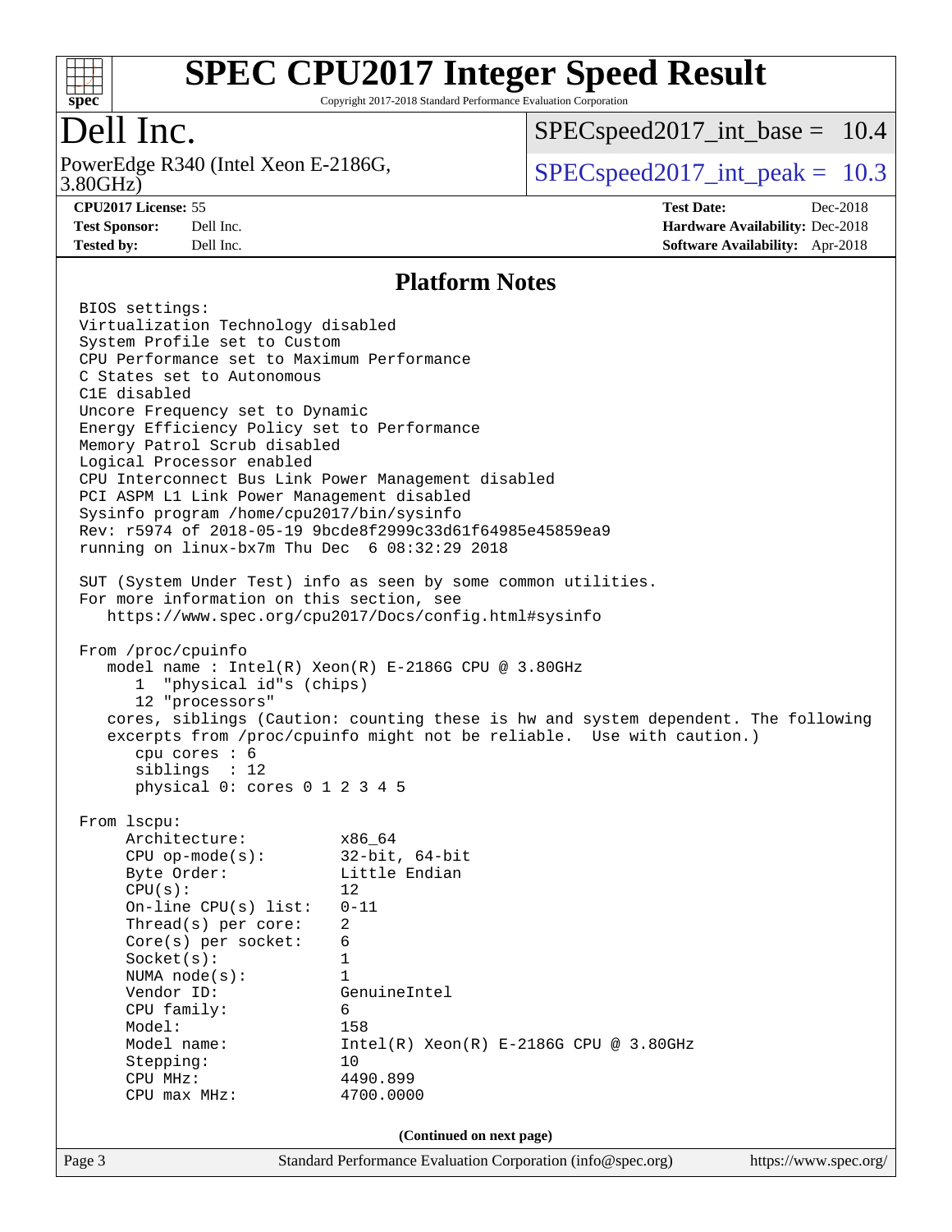# SPEC CPU2017 Integer Speed Result

Copyright 2017-2018 Standard Performance Evaluation Corporation

## Dell Inc.

PowerEdge R340 (Intel Xeon E-2186G, 3.80GHz)

SPECspeed2017_int_base = 10.4

SPECspeed2017_int_peak = 10.3

**CPU2017 License:** 55
**Test Sponsor:** Dell Inc.
**Tested by:** Dell Inc.

**Test Date:** Dec-2018
**Hardware Availability:** Dec-2018
**Software Availability:** Apr-2018

## Platform Notes

```
BIOS settings:
Virtualization Technology disabled
System Profile set to Custom
CPU Performance set to Maximum Performance
C States set to Autonomous
C1E disabled
Uncore Frequency set to Dynamic
Energy Efficiency Policy set to Performance
Memory Patrol Scrub disabled
Logical Processor enabled
CPU Interconnect Bus Link Power Management disabled
PCI ASPM L1 Link Power Management disabled
Sysinfo program /home/cpu2017/bin/sysinfo
Rev: r5974 of 2018-05-19 9bcde8f2999c33d61f64985e45859ea9
running on linux-bx7m Thu Dec  6 08:32:29 2018

SUT (System Under Test) info as seen by some common utilities.
For more information on this section, see
   https://www.spec.org/cpu2017/Docs/config.html#sysinfo

From /proc/cpuinfo
   model name : Intel(R) Xeon(R) E-2186G CPU @ 3.80GHz
      1  "physical id"s (chips)
      12 "processors"
   cores, siblings (Caution: counting these is hw and system dependent. The following
   excerpts from /proc/cpuinfo might not be reliable.  Use with caution.)
      cpu cores : 6
      siblings  : 12
      physical 0: cores 0 1 2 3 4 5

From lscpu:
     Architecture:          x86_64
     CPU op-mode(s):        32-bit, 64-bit
     Byte Order:            Little Endian
     CPU(s):                12
     On-line CPU(s) list:   0-11
     Thread(s) per core:    2
     Core(s) per socket:    6
     Socket(s):             1
     NUMA node(s):          1
     Vendor ID:             GenuineIntel
     CPU family:            6
     Model:                 158
     Model name:            Intel(R) Xeon(R) E-2186G CPU @ 3.80GHz
     Stepping:              10
     CPU MHz:               4490.899
     CPU max MHz:           4700.0000
```

(Continued on next page)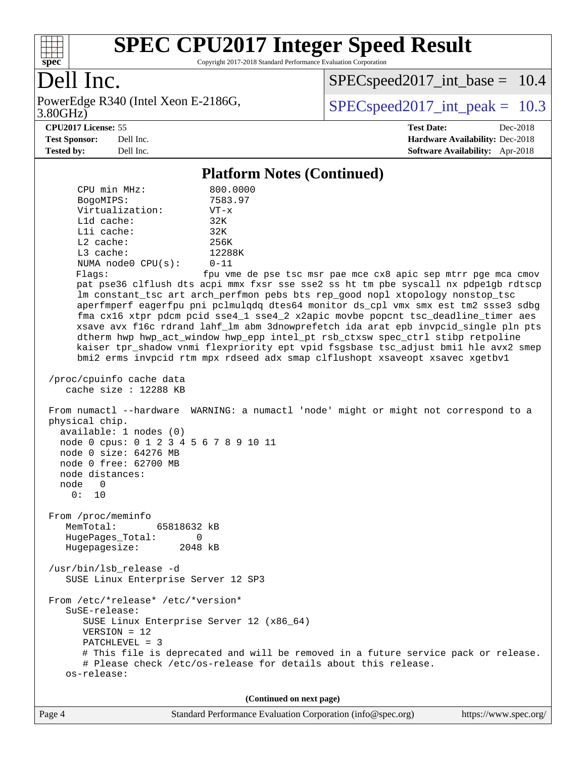## Platform Notes (Continued)

```
    CPU min MHz:           800.0000
    BogoMIPS:              7583.97
    Virtualization:        VT-x
    L1d cache:             32K
    L1i cache:             32K
    L2 cache:              256K
    L3 cache:              12288K
    NUMA node0 CPU(s):     0-11
    Flags:                 fpu vme de pse tsc msr pae mce cx8 apic sep mtrr pge mca cmov
    pat pse36 clflush dts acpi mmx fxsr sse sse2 ss ht tm pbe syscall nx pdpe1gb rdtscp
    lm constant_tsc art arch_perfmon pebs bts rep_good nopl xtopology nonstop_tsc
    aperfmperf eagerfpu pni pclmulqdq dtes64 monitor ds_cpl vmx smx est tm2 ssse3 sdbg
    fma cx16 xtpr pdcm pcid sse4_1 sse4_2 x2apic movbe popcnt tsc_deadline_timer aes
    xsave avx f16c rdrand lahf_lm abm 3dnowprefetch ida arat epb invpcid_single pln pts
    dtherm hwp hwp_act_window hwp_epp intel_pt rsb_ctxsw spec_ctrl stibp retpoline
    kaiser tpr_shadow vnmi flexpriority ept vpid fsgsbase tsc_adjust bmi1 hle avx2 smep
    bmi2 erms invpcid rtm mpx rdseed adx smap clflushopt xsaveopt xsavec xgetbv1

 /proc/cpuinfo cache data
    cache size : 12288 KB

 From numactl --hardware  WARNING: a numactl 'node' might or might not correspond to a
 physical chip.
   available: 1 nodes (0)
   node 0 cpus: 0 1 2 3 4 5 6 7 8 9 10 11
   node 0 size: 64276 MB
   node 0 free: 62700 MB
   node distances:
   node   0
     0:  10

 From /proc/meminfo
    MemTotal:       65818632 kB
    HugePages_Total:       0
    Hugepagesize:       2048 kB

 /usr/bin/lsb_release -d
    SUSE Linux Enterprise Server 12 SP3

 From /etc/*release* /etc/*version*
    SuSE-release:
       SUSE Linux Enterprise Server 12 (x86_64)
       VERSION = 12
       PATCHLEVEL = 3
       # This file is deprecated and will be removed in a future service pack or release.
       # Please check /etc/os-release for details about this release.
    os-release:
```

(Continued on next page)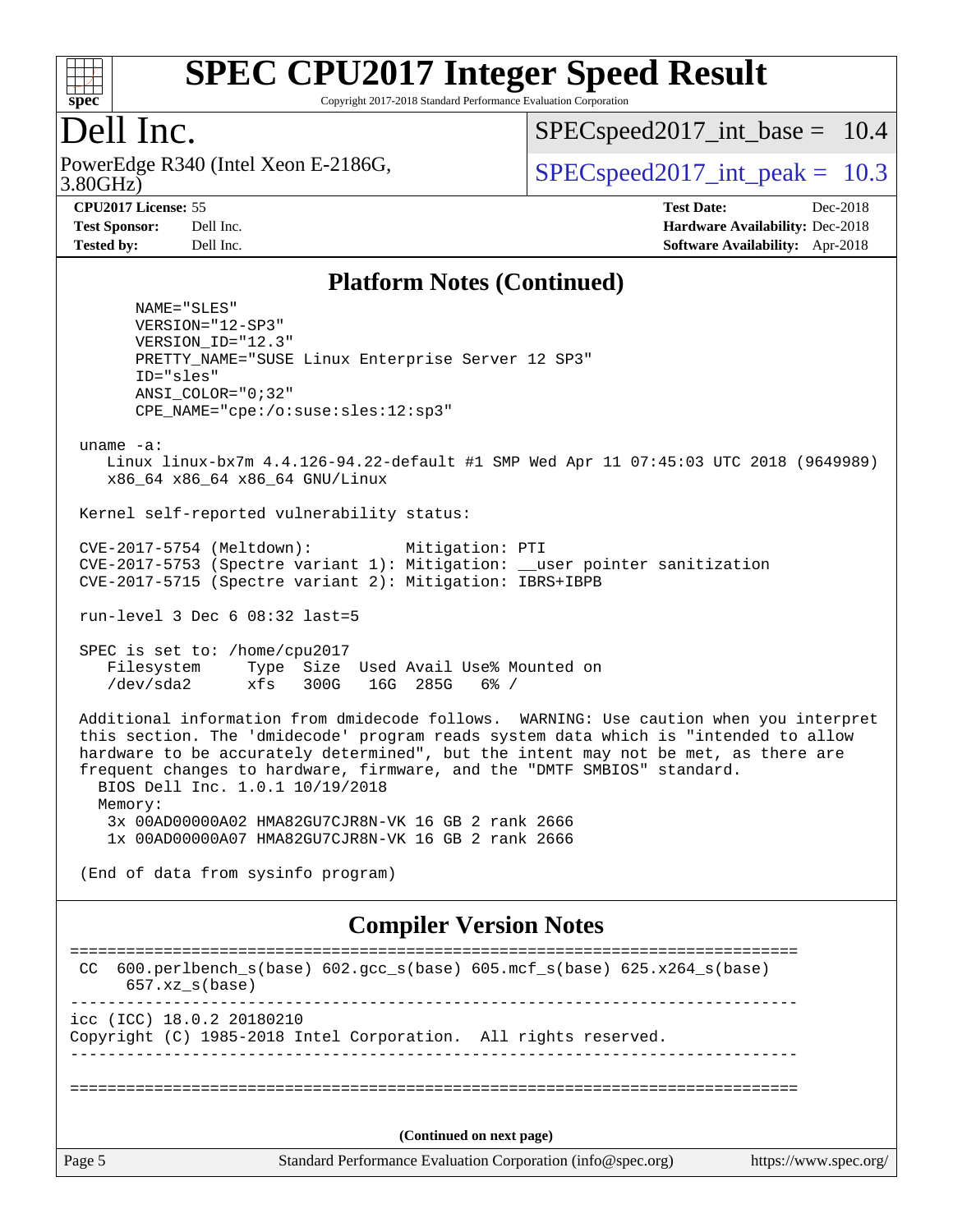## Platform Notes (Continued)

```
      NAME="SLES"
      VERSION="12-SP3"
      VERSION_ID="12.3"
      PRETTY_NAME="SUSE Linux Enterprise Server 12 SP3"
      ID="sles"
      ANSI_COLOR="0;32"
      CPE_NAME="cpe:/o:suse:sles:12:sp3"

uname -a:
   Linux linux-bx7m 4.4.126-94.22-default #1 SMP Wed Apr 11 07:45:03 UTC 2018 (9649989)
   x86_64 x86_64 x86_64 GNU/Linux

Kernel self-reported vulnerability status:

CVE-2017-5754 (Meltdown):          Mitigation: PTI
CVE-2017-5753 (Spectre variant 1): Mitigation: __user pointer sanitization
CVE-2017-5715 (Spectre variant 2): Mitigation: IBRS+IBPB

run-level 3 Dec 6 08:32 last=5

SPEC is set to: /home/cpu2017
   Filesystem     Type  Size  Used Avail Use% Mounted on
   /dev/sda2      xfs   300G   16G  285G   6% /

Additional information from dmidecode follows.  WARNING: Use caution when you interpret
this section. The 'dmidecode' program reads system data which is "intended to allow
hardware to be accurately determined", but the intent may not be met, as there are
frequent changes to hardware, firmware, and the "DMTF SMBIOS" standard.
  BIOS Dell Inc. 1.0.1 10/19/2018
  Memory:
   3x 00AD00000A02 HMA82GU7CJR8N-VK 16 GB 2 rank 2666
   1x 00AD00000A07 HMA82GU7CJR8N-VK 16 GB 2 rank 2666

(End of data from sysinfo program)
```

## Compiler Version Notes

```
==============================================================================
CC  600.perlbench_s(base) 602.gcc_s(base) 605.mcf_s(base) 625.x264_s(base)
      657.xz_s(base)
------------------------------------------------------------------------------
icc (ICC) 18.0.2 20180210
Copyright (C) 1985-2018 Intel Corporation.  All rights reserved.
------------------------------------------------------------------------------

==============================================================================
```

(Continued on next page)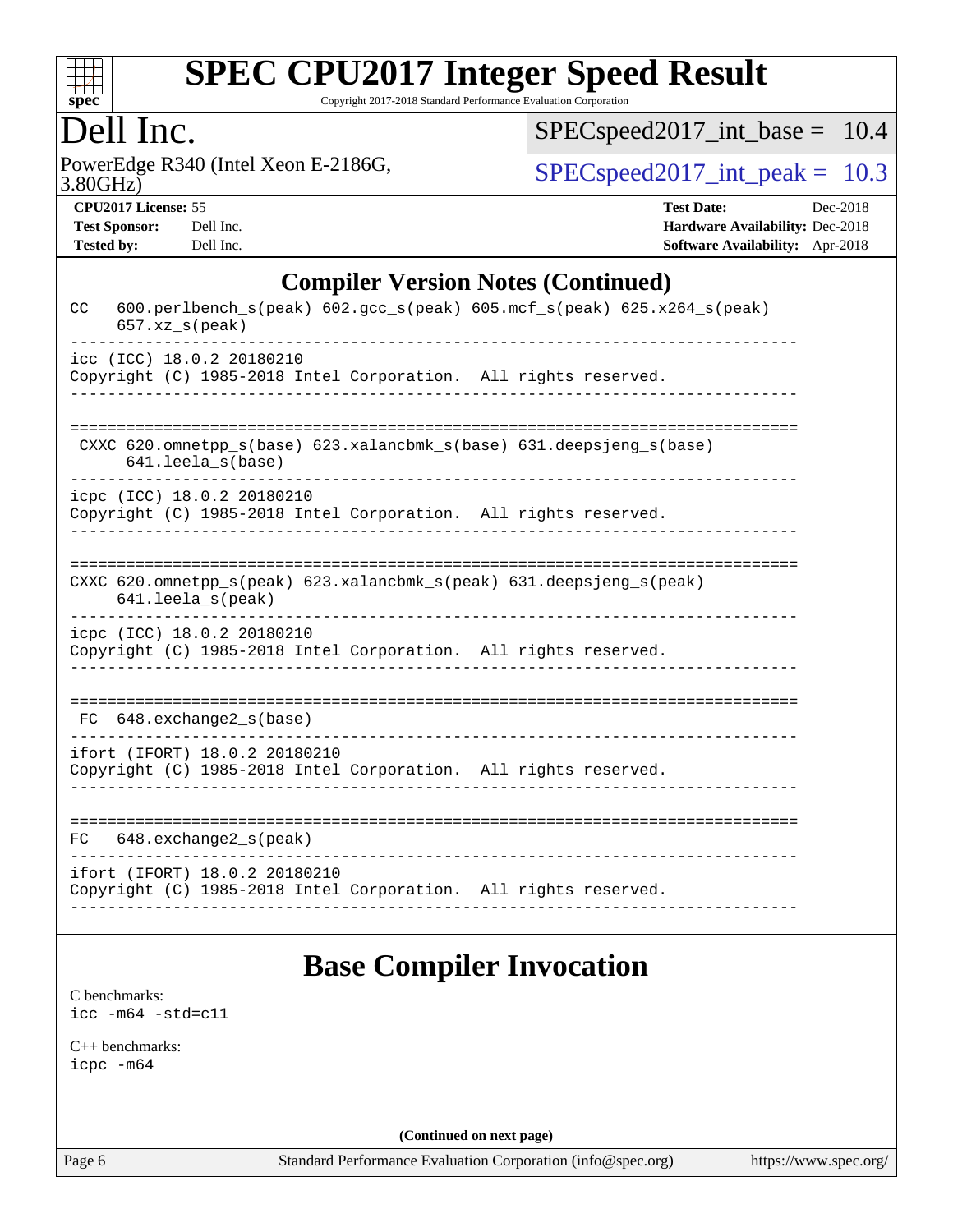# SPEC CPU2017 Integer Speed Result

Copyright 2017-2018 Standard Performance Evaluation Corporation

# Dell Inc.

PowerEdge R340 (Intel Xeon E-2186G, 3.80GHz)

SPECspeed2017_int_base = 10.4

SPECspeed2017_int_peak = 10.3

**CPU2017 License:** 55
**Test Sponsor:** Dell Inc.
**Tested by:** Dell Inc.

**Test Date:** Dec-2018
**Hardware Availability:** Dec-2018
**Software Availability:** Apr-2018

## Compiler Version Notes (Continued)

```
CC   600.perlbench_s(peak) 602.gcc_s(peak) 605.mcf_s(peak) 625.x264_s(peak)
     657.xz_s(peak)
------------------------------------------------------------------------------
icc (ICC) 18.0.2 20180210
Copyright (C) 1985-2018 Intel Corporation.  All rights reserved.
------------------------------------------------------------------------------

==============================================================================
 CXXC 620.omnetpp_s(base) 623.xalancbmk_s(base) 631.deepsjeng_s(base)
      641.leela_s(base)
------------------------------------------------------------------------------
icpc (ICC) 18.0.2 20180210
Copyright (C) 1985-2018 Intel Corporation.  All rights reserved.
------------------------------------------------------------------------------

==============================================================================
CXXC 620.omnetpp_s(peak) 623.xalancbmk_s(peak) 631.deepsjeng_s(peak)
     641.leela_s(peak)
------------------------------------------------------------------------------
icpc (ICC) 18.0.2 20180210
Copyright (C) 1985-2018 Intel Corporation.  All rights reserved.
------------------------------------------------------------------------------

==============================================================================
 FC  648.exchange2_s(base)
------------------------------------------------------------------------------
ifort (IFORT) 18.0.2 20180210
Copyright (C) 1985-2018 Intel Corporation.  All rights reserved.
------------------------------------------------------------------------------

==============================================================================
FC   648.exchange2_s(peak)
------------------------------------------------------------------------------
ifort (IFORT) 18.0.2 20180210
Copyright (C) 1985-2018 Intel Corporation.  All rights reserved.
------------------------------------------------------------------------------
```

## Base Compiler Invocation

C benchmarks:
`icc -m64 -std=c11`

C++ benchmarks:
`icpc -m64`

**(Continued on next page)**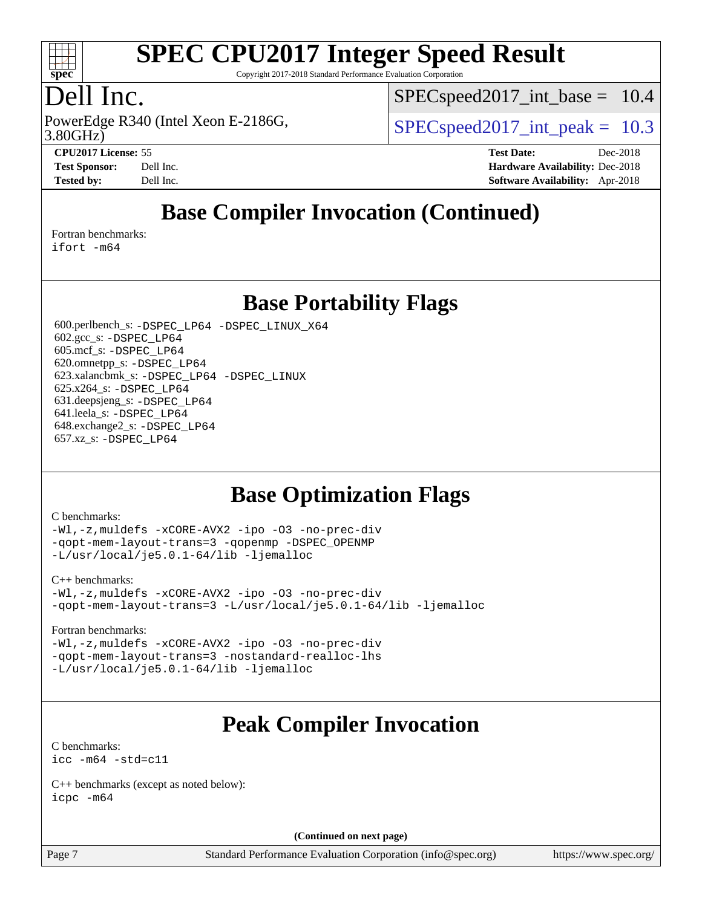## Base Compiler Invocation (Continued)

Fortran benchmarks:
`ifort -m64`

## Base Portability Flags

600.perlbench_s: `-DSPEC_LP64 -DSPEC_LINUX_X64`
602.gcc_s: `-DSPEC_LP64`
605.mcf_s: `-DSPEC_LP64`
620.omnetpp_s: `-DSPEC_LP64`
623.xalancbmk_s: `-DSPEC_LP64 -DSPEC_LINUX`
625.x264_s: `-DSPEC_LP64`
631.deepsjeng_s: `-DSPEC_LP64`
641.leela_s: `-DSPEC_LP64`
648.exchange2_s: `-DSPEC_LP64`
657.xz_s: `-DSPEC_LP64`

## Base Optimization Flags

C benchmarks:
```
-Wl,-z,muldefs -xCORE-AVX2 -ipo -O3 -no-prec-div
-qopt-mem-layout-trans=3 -qopenmp -DSPEC_OPENMP
-L/usr/local/je5.0.1-64/lib -ljemalloc
```

C++ benchmarks:
```
-Wl,-z,muldefs -xCORE-AVX2 -ipo -O3 -no-prec-div
-qopt-mem-layout-trans=3 -L/usr/local/je5.0.1-64/lib -ljemalloc
```

Fortran benchmarks:
```
-Wl,-z,muldefs -xCORE-AVX2 -ipo -O3 -no-prec-div
-qopt-mem-layout-trans=3 -nostandard-realloc-lhs
-L/usr/local/je5.0.1-64/lib -ljemalloc
```

## Peak Compiler Invocation

C benchmarks:
`icc -m64 -std=c11`

C++ benchmarks (except as noted below):
`icpc -m64`

**(Continued on next page)**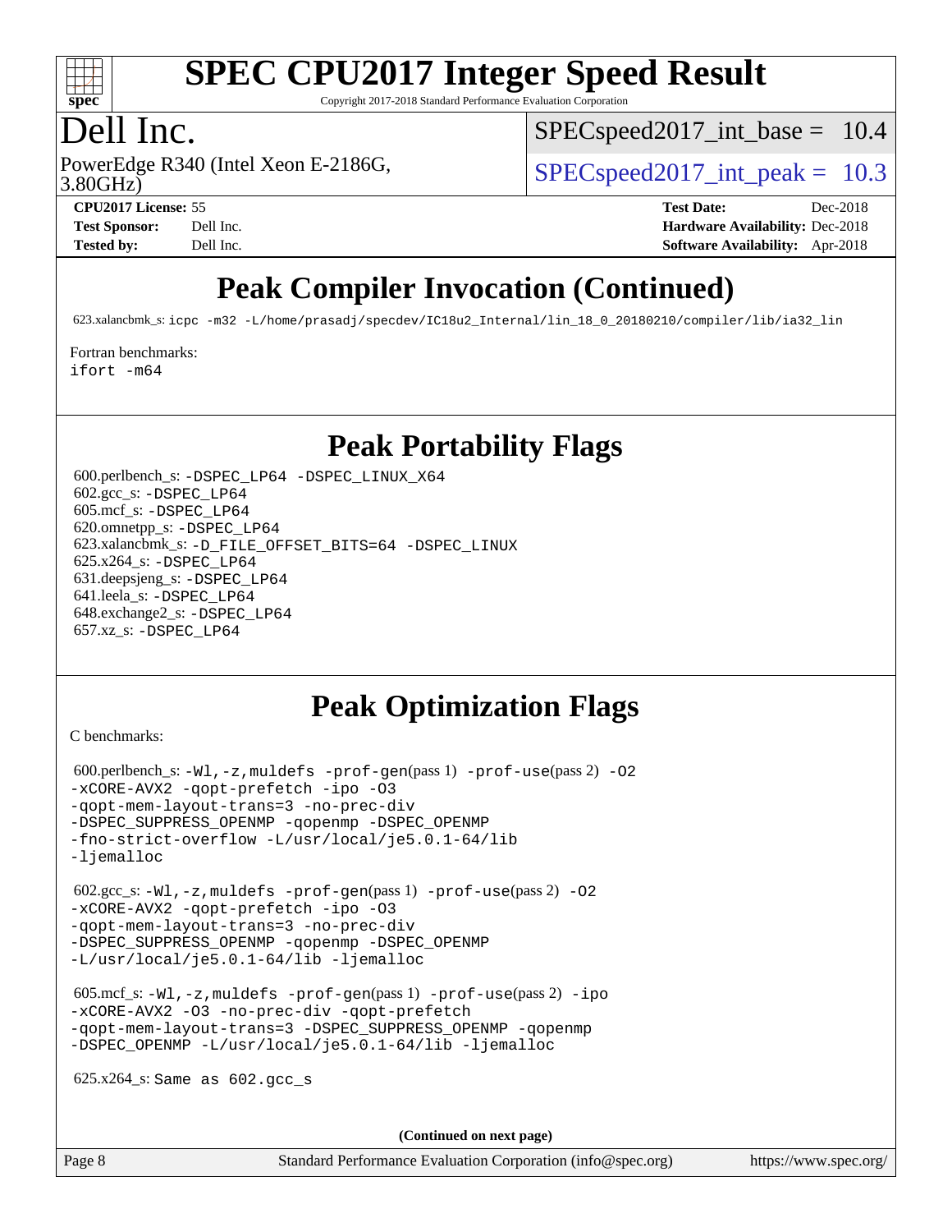# SPEC CPU2017 Integer Speed Result

Copyright 2017-2018 Standard Performance Evaluation Corporation

## Dell Inc.

PowerEdge R340 (Intel Xeon E-2186G, 3.80GHz)

SPECspeed2017_int_base = 10.4

SPECspeed2017_int_peak = 10.3

**CPU2017 License:** 55
**Test Sponsor:** Dell Inc.
**Tested by:** Dell Inc.

**Test Date:** Dec-2018
**Hardware Availability:** Dec-2018
**Software Availability:** Apr-2018

## Peak Compiler Invocation (Continued)

623.xalancbmk_s: `icpc -m32 -L/home/prasadj/specdev/IC18u2_Internal/lin_18_0_20180210/compiler/lib/ia32_lin`

Fortran benchmarks:
`ifort -m64`

## Peak Portability Flags

600.perlbench_s: `-DSPEC_LP64 -DSPEC_LINUX_X64`
602.gcc_s: `-DSPEC_LP64`
605.mcf_s: `-DSPEC_LP64`
620.omnetpp_s: `-DSPEC_LP64`
623.xalancbmk_s: `-D_FILE_OFFSET_BITS=64 -DSPEC_LINUX`
625.x264_s: `-DSPEC_LP64`
631.deepsjeng_s: `-DSPEC_LP64`
641.leela_s: `-DSPEC_LP64`
648.exchange2_s: `-DSPEC_LP64`
657.xz_s: `-DSPEC_LP64`

## Peak Optimization Flags

C benchmarks:

600.perlbench_s: `-Wl,-z,muldefs -prof-gen`(pass 1) `-prof-use`(pass 2) `-O2 -xCORE-AVX2 -qopt-prefetch -ipo -O3 -qopt-mem-layout-trans=3 -no-prec-div -DSPEC_SUPPRESS_OPENMP -qopenmp -DSPEC_OPENMP -fno-strict-overflow -L/usr/local/je5.0.1-64/lib -ljemalloc`

602.gcc_s: `-Wl,-z,muldefs -prof-gen`(pass 1) `-prof-use`(pass 2) `-O2 -xCORE-AVX2 -qopt-prefetch -ipo -O3 -qopt-mem-layout-trans=3 -no-prec-div -DSPEC_SUPPRESS_OPENMP -qopenmp -DSPEC_OPENMP -L/usr/local/je5.0.1-64/lib -ljemalloc`

605.mcf_s: `-Wl,-z,muldefs -prof-gen`(pass 1) `-prof-use`(pass 2) `-ipo -xCORE-AVX2 -O3 -no-prec-div -qopt-prefetch -qopt-mem-layout-trans=3 -DSPEC_SUPPRESS_OPENMP -qopenmp -DSPEC_OPENMP -L/usr/local/je5.0.1-64/lib -ljemalloc`

625.x264_s: Same as 602.gcc_s

**(Continued on next page)**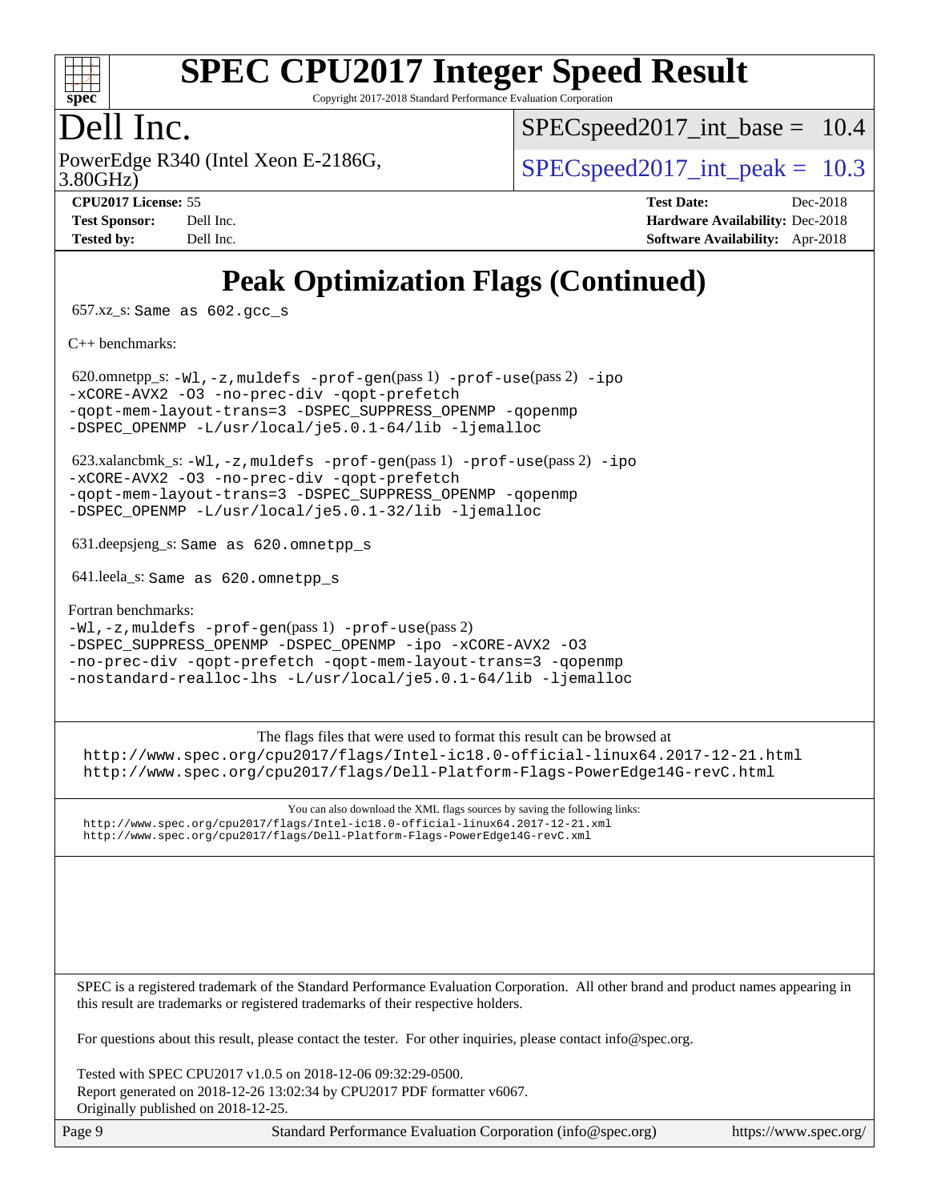# SPEC CPU2017 Integer Speed Result

Copyright 2017-2018 Standard Performance Evaluation Corporation

# Dell Inc.

PowerEdge R340 (Intel Xeon E-2186G, 3.80GHz)

SPECspeed2017_int_base = 10.4

SPECspeed2017_int_peak = 10.3

**CPU2017 License:** 55
**Test Sponsor:** Dell Inc.
**Tested by:** Dell Inc.

**Test Date:** Dec-2018
**Hardware Availability:** Dec-2018
**Software Availability:** Apr-2018

## Peak Optimization Flags (Continued)

657.xz_s: Same as 602.gcc_s

C++ benchmarks:

620.omnetpp_s: -Wl,-z,muldefs -prof-gen(pass 1) -prof-use(pass 2) -ipo -xCORE-AVX2 -O3 -no-prec-div -qopt-prefetch -qopt-mem-layout-trans=3 -DSPEC_SUPPRESS_OPENMP -qopenmp -DSPEC_OPENMP -L/usr/local/je5.0.1-64/lib -ljemalloc

623.xalancbmk_s: -Wl,-z,muldefs -prof-gen(pass 1) -prof-use(pass 2) -ipo -xCORE-AVX2 -O3 -no-prec-div -qopt-prefetch -qopt-mem-layout-trans=3 -DSPEC_SUPPRESS_OPENMP -qopenmp -DSPEC_OPENMP -L/usr/local/je5.0.1-32/lib -ljemalloc

631.deepsjeng_s: Same as 620.omnetpp_s

641.leela_s: Same as 620.omnetpp_s

Fortran benchmarks:
-Wl,-z,muldefs -prof-gen(pass 1) -prof-use(pass 2) -DSPEC_SUPPRESS_OPENMP -DSPEC_OPENMP -ipo -xCORE-AVX2 -O3 -no-prec-div -qopt-prefetch -qopt-mem-layout-trans=3 -qopenmp -nostandard-realloc-lhs -L/usr/local/je5.0.1-64/lib -ljemalloc

The flags files that were used to format this result can be browsed at
http://www.spec.org/cpu2017/flags/Intel-ic18.0-official-linux64.2017-12-21.html
http://www.spec.org/cpu2017/flags/Dell-Platform-Flags-PowerEdge14G-revC.html

You can also download the XML flags sources by saving the following links:
http://www.spec.org/cpu2017/flags/Intel-ic18.0-official-linux64.2017-12-21.xml
http://www.spec.org/cpu2017/flags/Dell-Platform-Flags-PowerEdge14G-revC.xml

SPEC is a registered trademark of the Standard Performance Evaluation Corporation. All other brand and product names appearing in this result are trademarks or registered trademarks of their respective holders.

For questions about this result, please contact the tester. For other inquiries, please contact info@spec.org.

Tested with SPEC CPU2017 v1.0.5 on 2018-12-06 09:32:29-0500.
Report generated on 2018-12-26 13:02:34 by CPU2017 PDF formatter v6067.
Originally published on 2018-12-25.